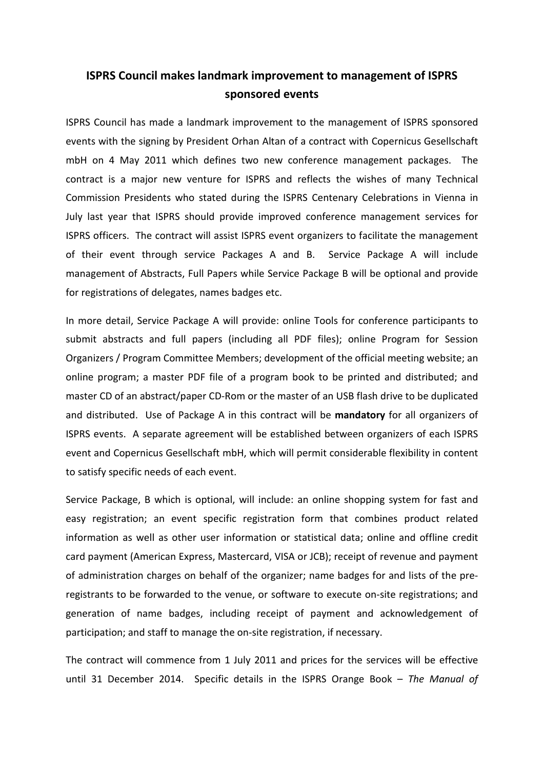# ISPRS Council makes landmark improvement to management of ISPRS sponsored events

ISPRS Council has made a landmark improvement to the management of ISPRS sponsored events with the signing by President Orhan Altan of a contract with Copernicus Gesellschaft mbH on 4 May 2011 which defines two new conference management packages. The contract is a major new venture for ISPRS and reflects the wishes of many Technical Commission Presidents who stated during the ISPRS Centenary Celebrations in Vienna in July last year that ISPRS should provide improved conference management services for ISPRS officers. The contract will assist ISPRS event organizers to facilitate the management of their event through service Packages A and B. Service Package A will include management of Abstracts, Full Papers while Service Package B will be optional and provide for registrations of delegates, names badges etc.

In more detail, Service Package A will provide: online Tools for conference participants to submit abstracts and full papers (including all PDF files); online Program for Session Organizers / Program Committee Members; development of the official meeting website; an online program; a master PDF file of a program book to be printed and distributed; and master CD of an abstract/paper CD-Rom or the master of an USB flash drive to be duplicated and distributed. Use of Package A in this contract will be **mandatory** for all organizers of ISPRS events. A separate agreement will be established between organizers of each ISPRS event and Copernicus Gesellschaft mbH, which will permit considerable flexibility in content to satisfy specific needs of each event.

Service Package, B which is optional, will include: an online shopping system for fast and easy registration; an event specific registration form that combines product related information as well as other user information or statistical data; online and offline credit card payment (American Express, Mastercard, VISA or JCB); receipt of revenue and payment of administration charges on behalf of the organizer; name badges for and lists of the pre-registrants to be forwarded to the venue, or software to execute on-site registrations; and generation of name badges, including receipt of payment and acknowledgement of participation; and staff to manage the on-site registration, if necessary.

The contract will commence from 1 July 2011 and prices for the services will be effective until 31 December 2014. Specific details in the ISPRS Orange Book – *The Manual of*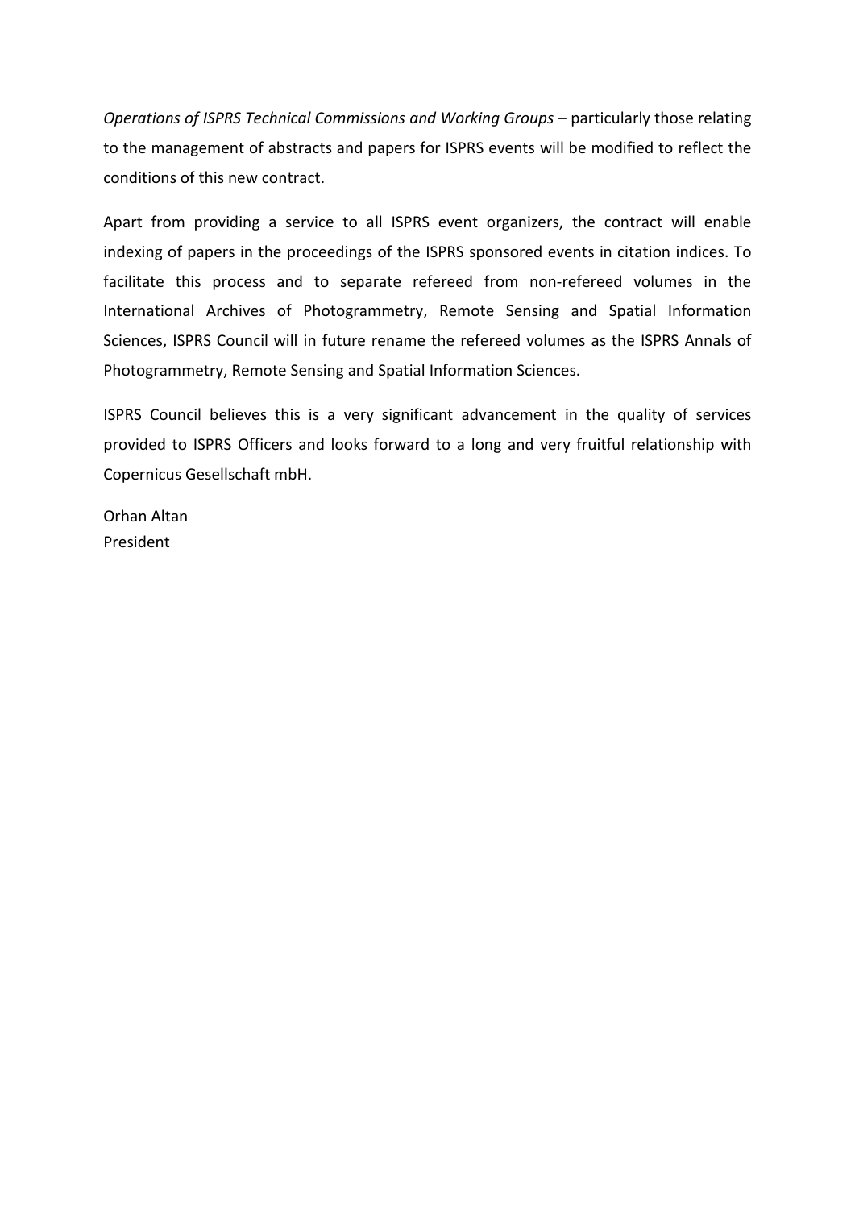*Operations of ISPRS Technical Commissions and Working Groups* – particularly those relating to the management of abstracts and papers for ISPRS events will be modified to reflect the conditions of this new contract.

Apart from providing a service to all ISPRS event organizers, the contract will enable indexing of papers in the proceedings of the ISPRS sponsored events in citation indices. To facilitate this process and to separate refereed from non-refereed volumes in the International Archives of Photogrammetry, Remote Sensing and Spatial Information Sciences, ISPRS Council will in future rename the refereed volumes as the ISPRS Annals of Photogrammetry, Remote Sensing and Spatial Information Sciences.

ISPRS Council believes this is a very significant advancement in the quality of services provided to ISPRS Officers and looks forward to a long and very fruitful relationship with Copernicus Gesellschaft mbH.

Orhan Altan
President